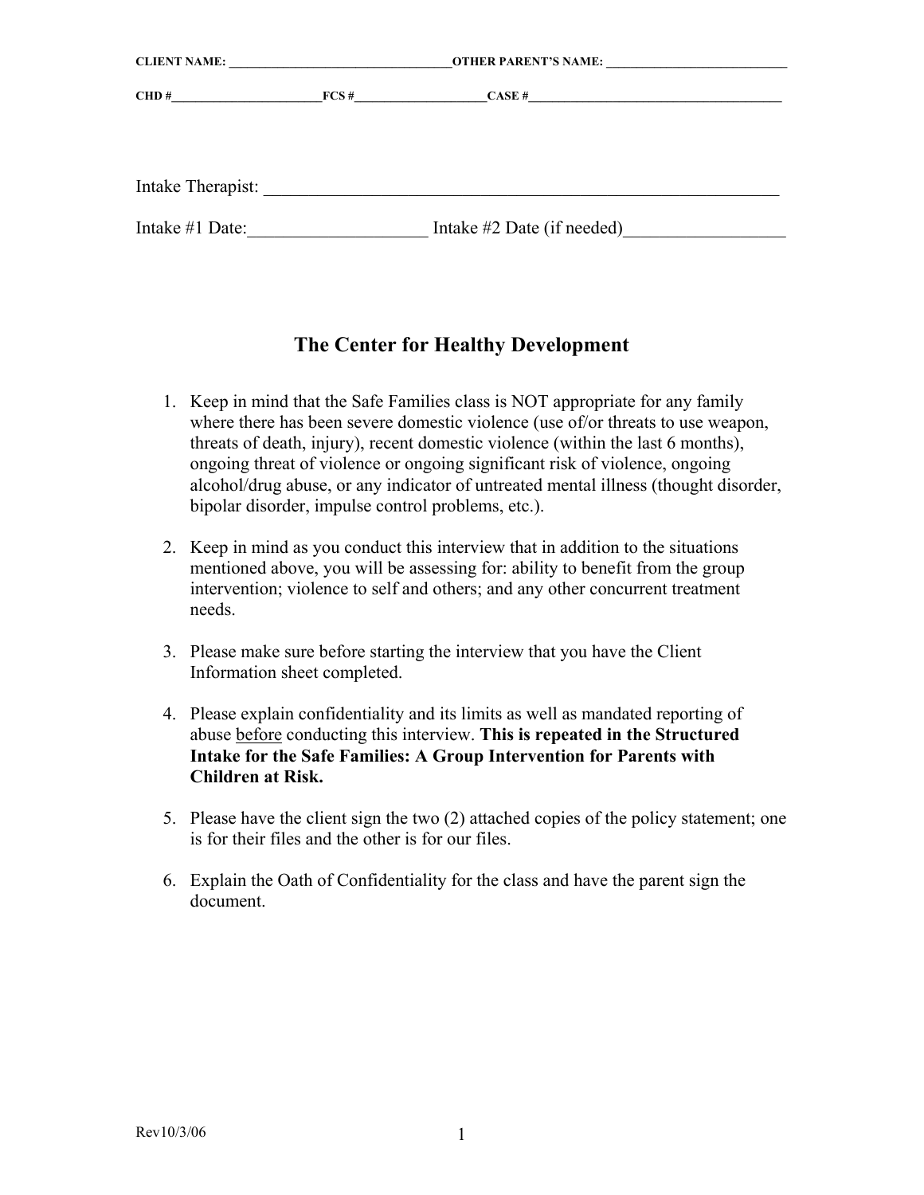**CLIENT NAME:** ___________________________________ **OTHER PARENT'S NAME:** ____________________________

**CHD #**_______________________ **FCS #**____________________ **CASE #**_______________________________________

Intake Therapist: _____________________________________________________________

Intake #1 Date:____________________ Intake #2 Date (if needed)__________________

# The Center for Healthy Development

1. Keep in mind that the Safe Families class is NOT appropriate for any family where there has been severe domestic violence (use of/or threats to use weapon, threats of death, injury), recent domestic violence (within the last 6 months), ongoing threat of violence or ongoing significant risk of violence, ongoing alcohol/drug abuse, or any indicator of untreated mental illness (thought disorder, bipolar disorder, impulse control problems, etc.).

2. Keep in mind as you conduct this interview that in addition to the situations mentioned above, you will be assessing for: ability to benefit from the group intervention; violence to self and others; and any other concurrent treatment needs.

3. Please make sure before starting the interview that you have the Client Information sheet completed.

4. Please explain confidentiality and its limits as well as mandated reporting of abuse <u>before</u> conducting this interview. **This is repeated in the Structured Intake for the Safe Families: A Group Intervention for Parents with Children at Risk.**

5. Please have the client sign the two (2) attached copies of the policy statement; one is for their files and the other is for our files.

6. Explain the Oath of Confidentiality for the class and have the parent sign the document.

Rev10/3/06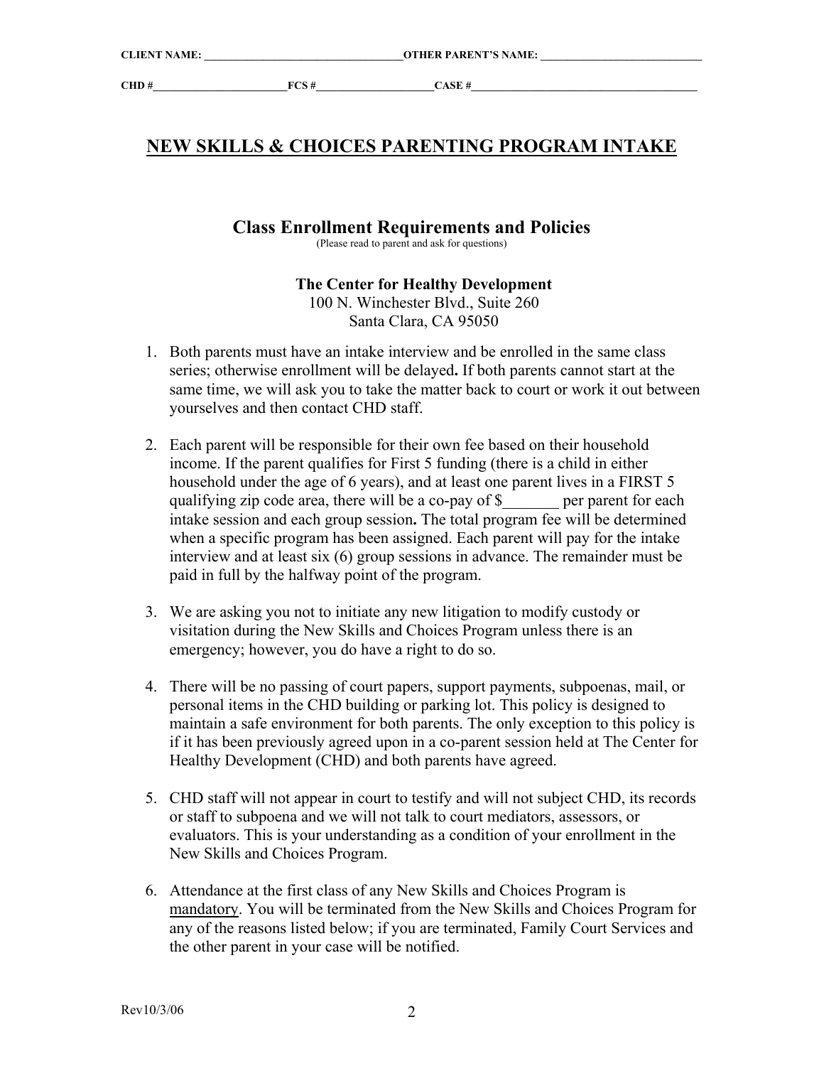CLIENT NAME: ___________________________________OTHER PARENT'S NAME: ____________________________

CHD #________________________FCS #_____________________CASE #_________________________________________

# NEW SKILLS & CHOICES PARENTING PROGRAM INTAKE

## Class Enrollment Requirements and Policies

(Please read to parent and ask for questions)

**The Center for Healthy Development**
100 N. Winchester Blvd., Suite 260
Santa Clara, CA 95050

1. Both parents must have an intake interview and be enrolled in the same class series; otherwise enrollment will be delayed**.** If both parents cannot start at the same time, we will ask you to take the matter back to court or work it out between yourselves and then contact CHD staff.

2. Each parent will be responsible for their own fee based on their household income. If the parent qualifies for First 5 funding (there is a child in either household under the age of 6 years), and at least one parent lives in a FIRST 5 qualifying zip code area, there will be a co-pay of $_______ per parent for each intake session and each group session**.** The total program fee will be determined when a specific program has been assigned. Each parent will pay for the intake interview and at least six (6) group sessions in advance. The remainder must be paid in full by the halfway point of the program.

3. We are asking you not to initiate any new litigation to modify custody or visitation during the New Skills and Choices Program unless there is an emergency; however, you do have a right to do so.

4. There will be no passing of court papers, support payments, subpoenas, mail, or personal items in the CHD building or parking lot. This policy is designed to maintain a safe environment for both parents. The only exception to this policy is if it has been previously agreed upon in a co-parent session held at The Center for Healthy Development (CHD) and both parents have agreed.

5. CHD staff will not appear in court to testify and will not subject CHD, its records or staff to subpoena and we will not talk to court mediators, assessors, or evaluators. This is your understanding as a condition of your enrollment in the New Skills and Choices Program.

6. Attendance at the first class of any New Skills and Choices Program is mandatory. You will be terminated from the New Skills and Choices Program for any of the reasons listed below; if you are terminated, Family Court Services and the other parent in your case will be notified.

Rev10/3/06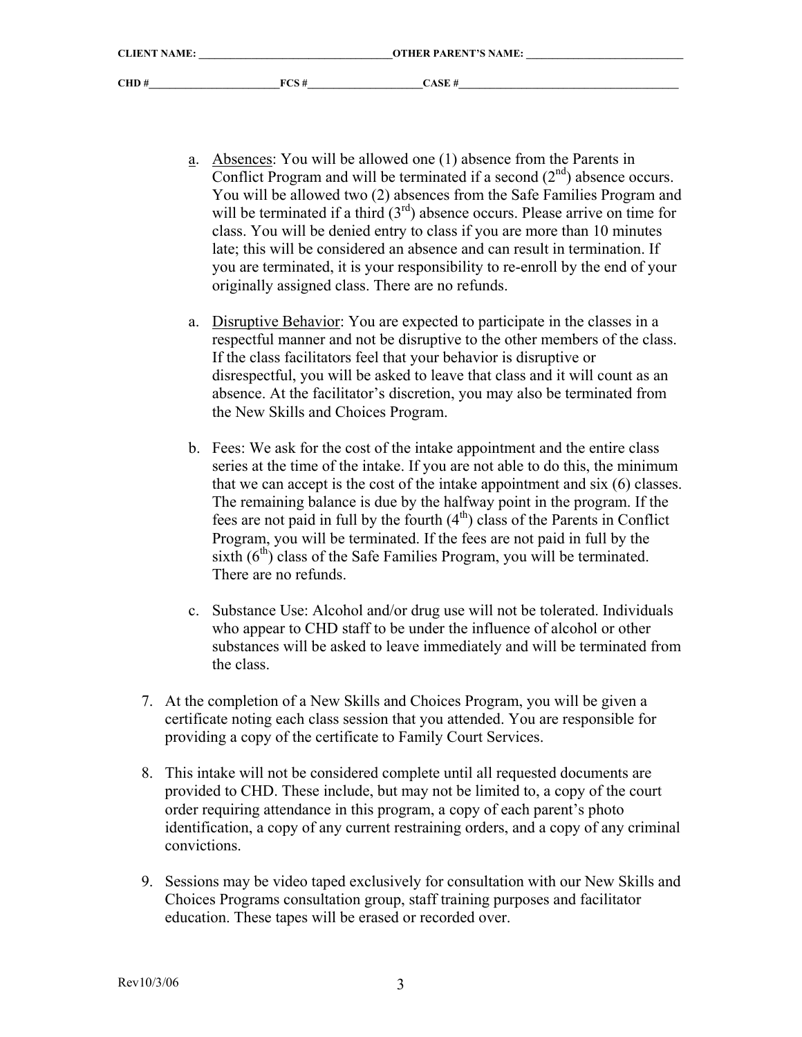CLIENT NAME: ___________________________________OTHER PARENT'S NAME: ____________________________

CHD #_______________________FCS #____________________CASE #_______________________________________

a. Absences: You will be allowed one (1) absence from the Parents in Conflict Program and will be terminated if a second (2nd) absence occurs. You will be allowed two (2) absences from the Safe Families Program and will be terminated if a third (3rd) absence occurs. Please arrive on time for class. You will be denied entry to class if you are more than 10 minutes late; this will be considered an absence and can result in termination. If you are terminated, it is your responsibility to re-enroll by the end of your originally assigned class. There are no refunds.

a. Disruptive Behavior: You are expected to participate in the classes in a respectful manner and not be disruptive to the other members of the class. If the class facilitators feel that your behavior is disruptive or disrespectful, you will be asked to leave that class and it will count as an absence. At the facilitator's discretion, you may also be terminated from the New Skills and Choices Program.

b. Fees: We ask for the cost of the intake appointment and the entire class series at the time of the intake. If you are not able to do this, the minimum that we can accept is the cost of the intake appointment and six (6) classes. The remaining balance is due by the halfway point in the program. If the fees are not paid in full by the fourth (4th) class of the Parents in Conflict Program, you will be terminated. If the fees are not paid in full by the sixth (6th) class of the Safe Families Program, you will be terminated. There are no refunds.

c. Substance Use: Alcohol and/or drug use will not be tolerated. Individuals who appear to CHD staff to be under the influence of alcohol or other substances will be asked to leave immediately and will be terminated from the class.

7. At the completion of a New Skills and Choices Program, you will be given a certificate noting each class session that you attended. You are responsible for providing a copy of the certificate to Family Court Services.

8. This intake will not be considered complete until all requested documents are provided to CHD. These include, but may not be limited to, a copy of the court order requiring attendance in this program, a copy of each parent's photo identification, a copy of any current restraining orders, and a copy of any criminal convictions.

9. Sessions may be video taped exclusively for consultation with our New Skills and Choices Programs consultation group, staff training purposes and facilitator education. These tapes will be erased or recorded over.

Rev10/3/06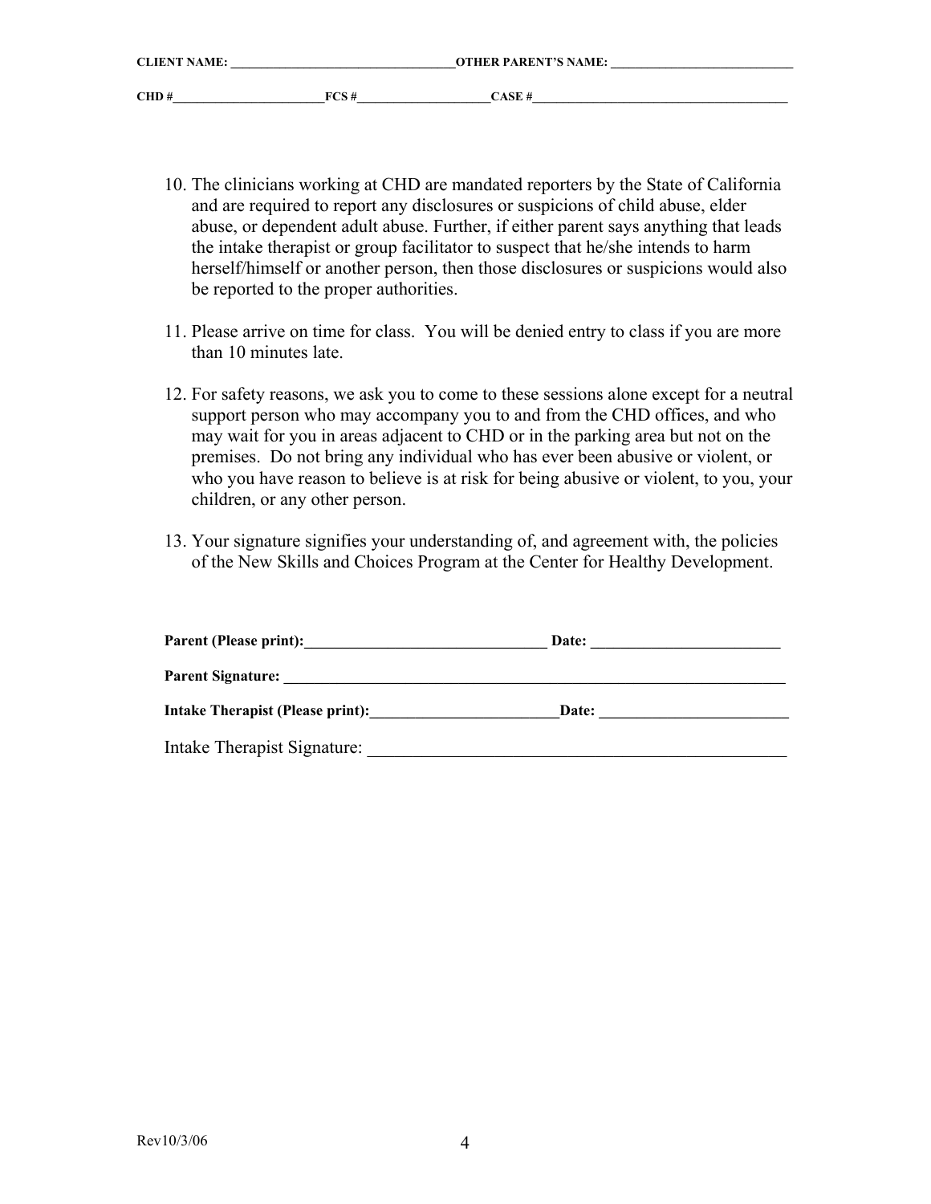**CLIENT NAME:** ___________________________________ **OTHER PARENT'S NAME:** ____________________________

**CHD #** ________________________ **FCS #** _____________________ **CASE #** ________________________________________

10. The clinicians working at CHD are mandated reporters by the State of California and are required to report any disclosures or suspicions of child abuse, elder abuse, or dependent adult abuse. Further, if either parent says anything that leads the intake therapist or group facilitator to suspect that he/she intends to harm herself/himself or another person, then those disclosures or suspicions would also be reported to the proper authorities.

11. Please arrive on time for class. You will be denied entry to class if you are more than 10 minutes late.

12. For safety reasons, we ask you to come to these sessions alone except for a neutral support person who may accompany you to and from the CHD offices, and who may wait for you in areas adjacent to CHD or in the parking area but not on the premises. Do not bring any individual who has ever been abusive or violent, or who you have reason to believe is at risk for being abusive or violent, to you, your children, or any other person.

13. Your signature signifies your understanding of, and agreement with, the policies of the New Skills and Choices Program at the Center for Healthy Development.

**Parent (Please print):** _______________________________ **Date:** _________________________

**Parent Signature:** ____________________________________________________________________

**Intake Therapist (Please print):** _________________________ **Date:** _________________________

Intake Therapist Signature: _________________________________________________

Rev10/3/06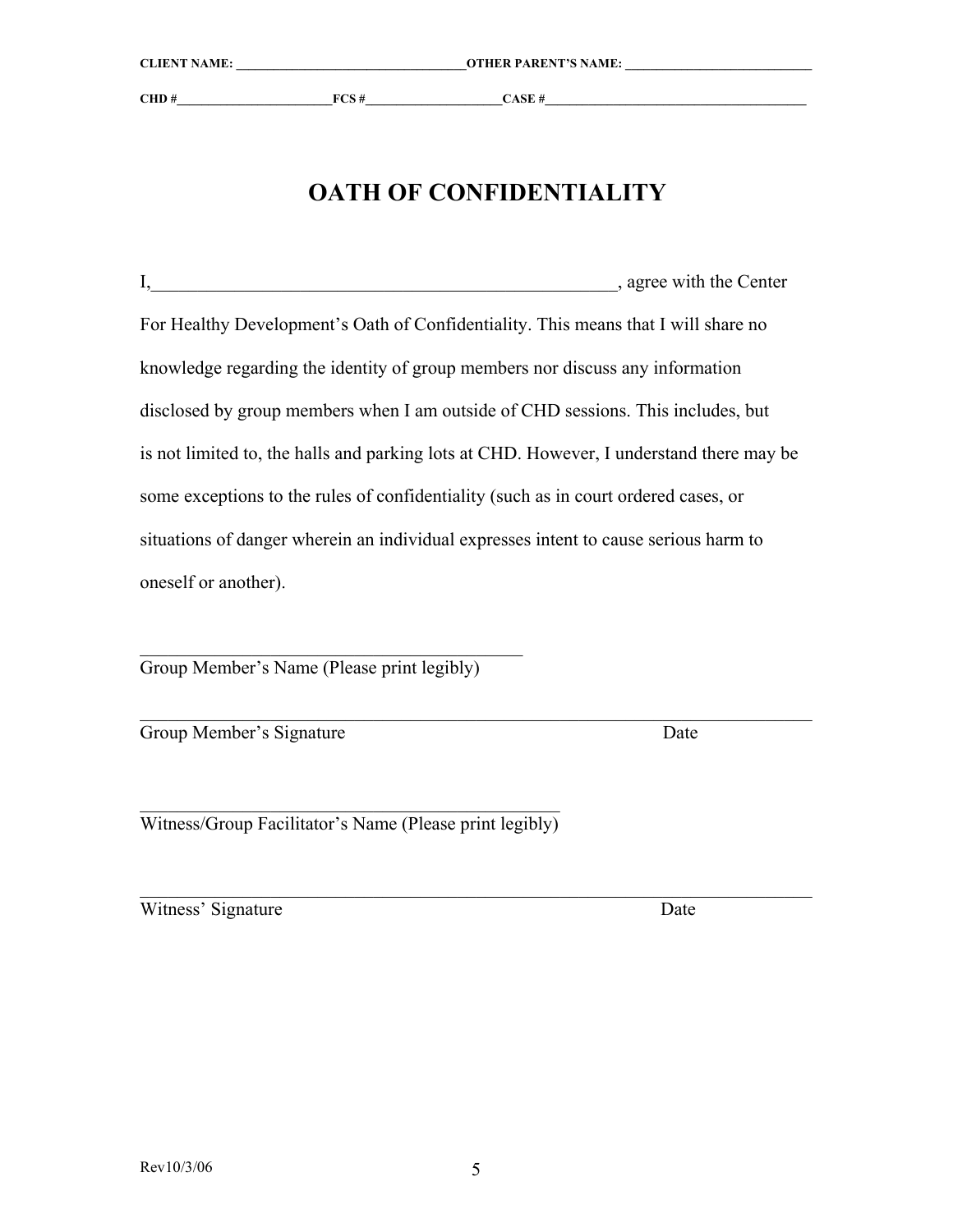**CLIENT NAME:** ___________________________________**OTHER PARENT'S NAME:** ____________________________

**CHD #**_______________________**FCS #**____________________**CASE #**_______________________________________

# OATH OF CONFIDENTIALITY

I,____________________________________________________, agree with the Center For Healthy Development's Oath of Confidentiality. This means that I will share no knowledge regarding the identity of group members nor discuss any information disclosed by group members when I am outside of CHD sessions. This includes, but is not limited to, the halls and parking lots at CHD. However, I understand there may be some exceptions to the rules of confidentiality (such as in court ordered cases, or situations of danger wherein an individual expresses intent to cause serious harm to oneself or another).

_____________________________________________
Group Member's Name (Please print legibly)

______________________________________________________________________________
Group Member's Signature                                                                  Date

_____________________________________________
Witness/Group Facilitator's Name (Please print legibly)

______________________________________________________________________________
Witness' Signature                                                                             Date

Rev10/3/06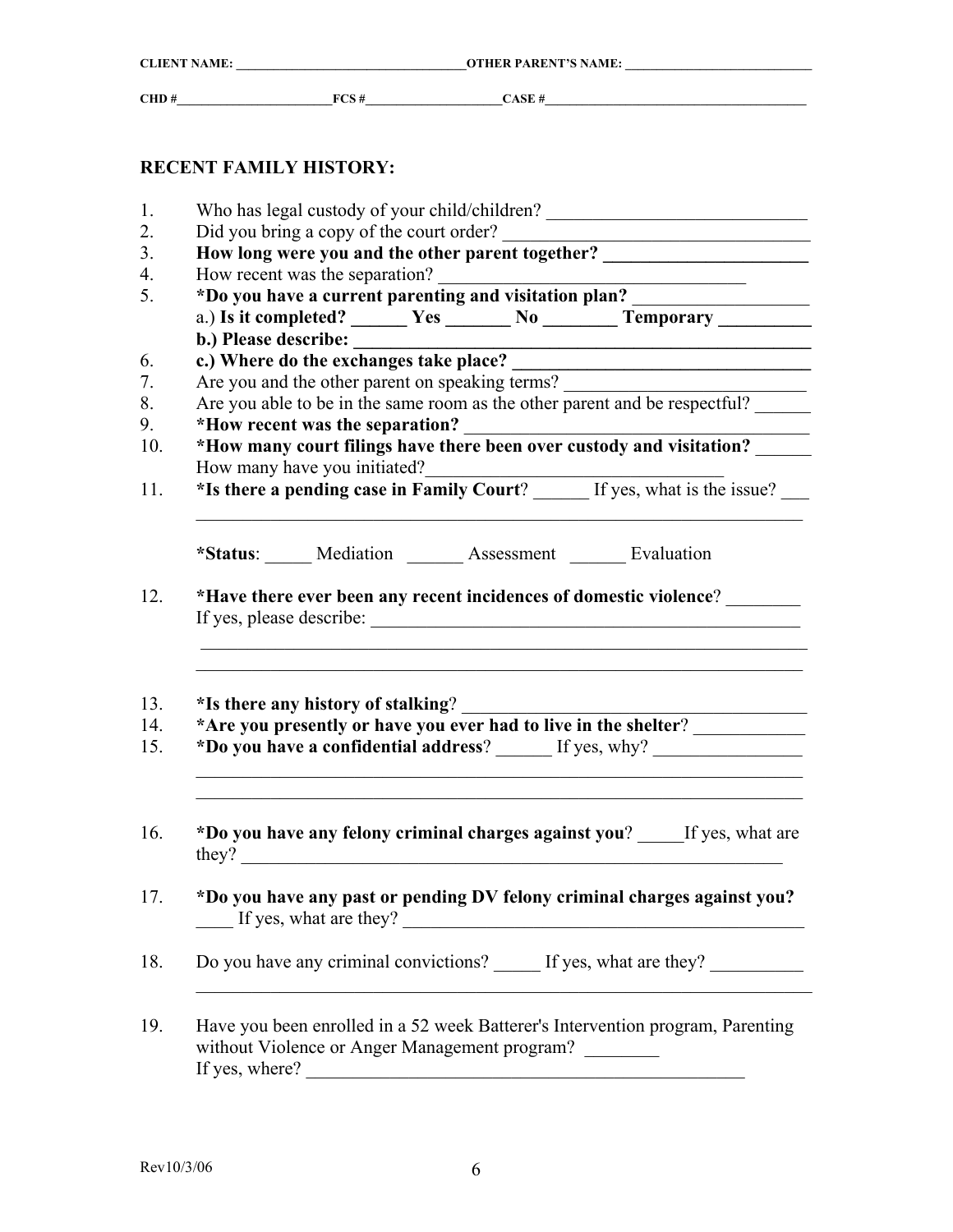**CLIENT NAME:** ___________________________________**OTHER PARENT'S NAME:** _____________________________

**CHD #**________________________**FCS #**_____________________**CASE #**________________________________________

## RECENT FAMILY HISTORY:

1. Who has legal custody of your child/children? ______________________________
2. Did you bring a copy of the court order? ___________________________________
3. **How long were you and the other parent together? ______________________**
4. How recent was the separation? _________________________________
5. ***Do you have a current parenting and visitation plan?** ___________________
   a.) **Is it completed? ______ Yes _______ No ________ Temporary __________**
   **b.) Please describe: ________________________________________________**
6. **c.) Where do the exchanges take place? _________________________________**
7. Are you and the other parent on speaking terms? __________________________
8. Are you able to be in the same room as the other parent and be respectful? ______
9. ***How recent was the separation?** ______________________________________
10. ***How many court filings have there been over custody and visitation?** ______
    How many have you initiated?________________________________
11. ***Is there a pending case in Family Court**? ______ If yes, what is the issue? ___
    ______________________________________________________________________

    ***Status**: _____ Mediation ______ Assessment ______ Evaluation

12. ***Have there ever been any recent incidences of domestic violence**? ________
    If yes, please describe: _________________________________________________
    ______________________________________________________________________
    ______________________________________________________________________

13. ***Is there any history of stalking**? ______________________________________
14. ***Are you presently or have you ever had to live in the shelter**? ____________
15. ***Do you have a confidential address**? ______ If yes, why? ________________
    ______________________________________________________________________
    ______________________________________________________________________

16. ***Do you have any felony criminal charges against you**? _____If yes, what are they? ____________________________________________________________

17. ***Do you have any past or pending DV felony criminal charges against you?** ____ If yes, what are they? ____________________________________________

18. Do you have any criminal convictions? _____ If yes, what are they? __________
    ______________________________________________________________________

19. Have you been enrolled in a 52 week Batterer's Intervention program, Parenting without Violence or Anger Management program? ________
    If yes, where? _________________________________________________

Rev10/3/06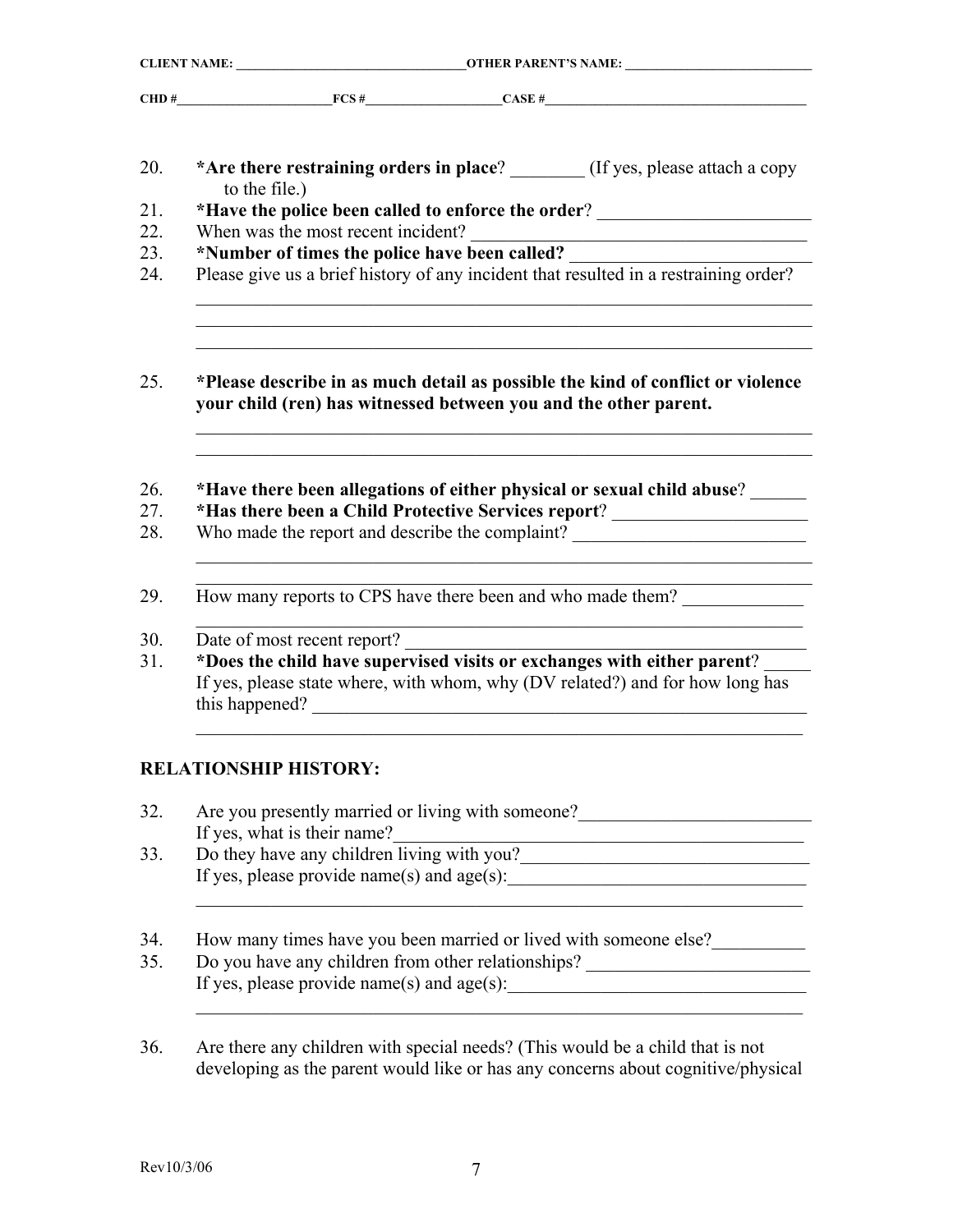**CLIENT NAME: ___________________________________OTHER PARENT'S NAME: ____________________________**

**CHD #_______________________FCS #____________________CASE #_______________________________________**

20. ***Are there restraining orders in place**? ________ (If yes, please attach a copy to the file.)
21. ***Have the police been called to enforce the order**? _______________________
22. When was the most recent incident? ___________________________________
23. ***Number of times the police have been called?** __________________________
24. Please give us a brief history of any incident that resulted in a restraining order?

    ______________________________________________________________________
    ______________________________________________________________________
    ______________________________________________________________________

25. ***Please describe in as much detail as possible the kind of conflict or violence your child (ren) has witnessed between you and the other parent.**

    ______________________________________________________________________
    ______________________________________________________________________

26. ***Have there been allegations of either physical or sexual child abuse**? ______
27. ***Has there been a Child Protective Services report**? _____________________
28. Who made the report and describe the complaint? _________________________

    ______________________________________________________________________
    ______________________________________________________________________

29. How many reports to CPS have there been and who made them? _____________

    ______________________________________________________________________

30. Date of most recent report? ___________________________________________
31. ***Does the child have supervised visits or exchanges with either parent**? _____
    If yes, please state where, with whom, why (DV related?) and for how long has this happened? _________________________________________________________

    ______________________________________________________________________

## RELATIONSHIP HISTORY:

32. Are you presently married or living with someone?_________________________
    If yes, what is their name?_____________________________________________
33. Do they have any children living with you?_______________________________
    If yes, please provide name(s) and age(s):________________________________

    ______________________________________________________________________

34. How many times have you been married or lived with someone else?__________
35. Do you have any children from other relationships? ________________________
    If yes, please provide name(s) and age(s):________________________________

    ______________________________________________________________________

36. Are there any children with special needs? (This would be a child that is not developing as the parent would like or has any concerns about cognitive/physical

Rev10/3/06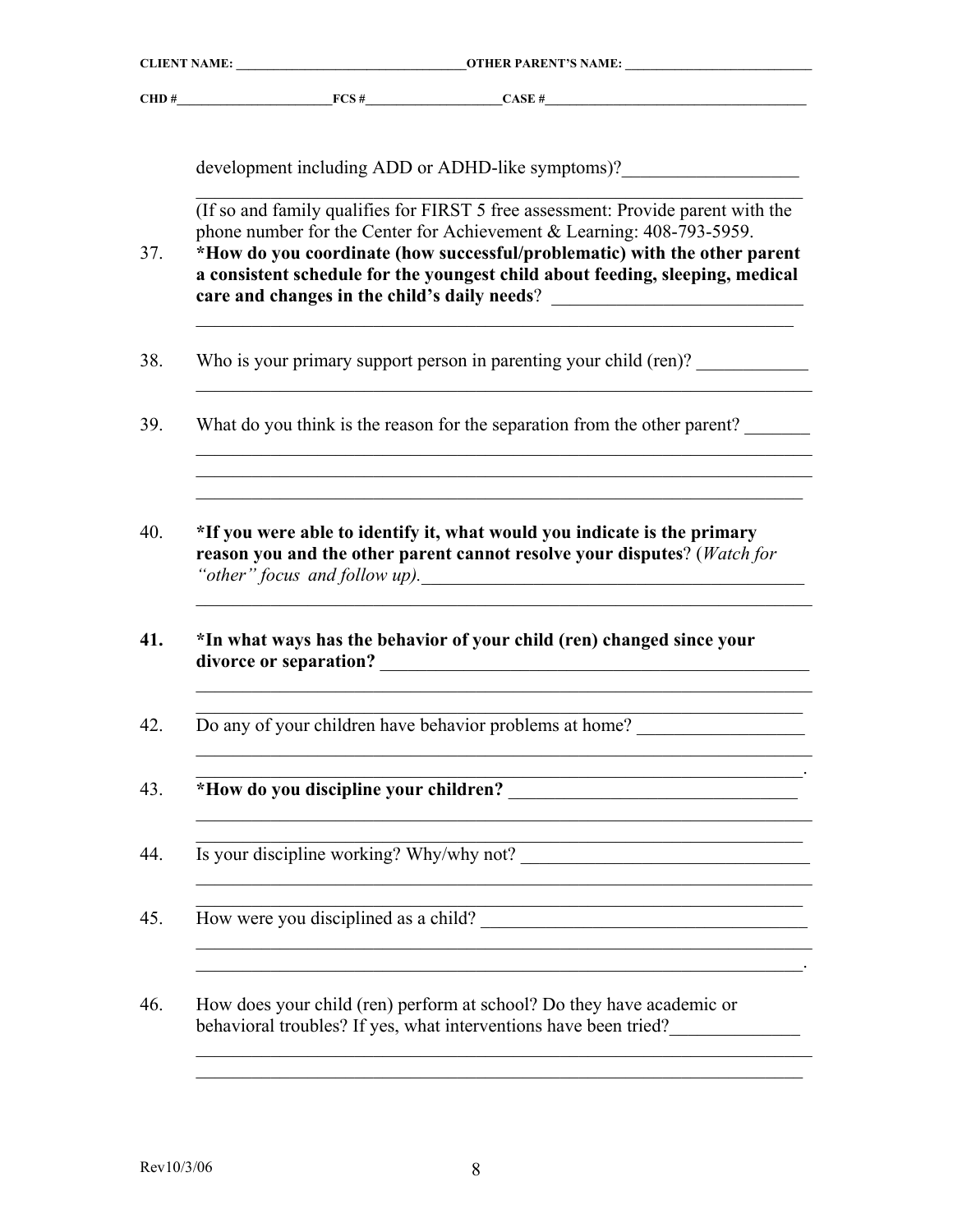development including ADD or ADHD-like symptoms)?___________________

_____________________________________________________________________

(If so and family qualifies for FIRST 5 free assessment: Provide parent with the phone number for the Center for Achievement & Learning: 408-793-5959.

37. ***How do you coordinate (how successful/problematic) with the other parent a consistent schedule for the youngest child about feeding, sleeping, medical care and changes in the child's daily needs**? ___________________________

_____________________________________________________________________

38. Who is your primary support person in parenting your child (ren)? ____________

_____________________________________________________________________

39. What do you think is the reason for the separation from the other parent? _______

_____________________________________________________________________

_____________________________________________________________________

_____________________________________________________________________

40. ***If you were able to identify it, what would you indicate is the primary reason you and the other parent cannot resolve your disputes**? (*Watch for "other" focus and follow up).*___________________________________________

_____________________________________________________________________

41. ***In what ways has the behavior of your child (ren) changed since your divorce or separation?** _________________________________________________

_____________________________________________________________________

_____________________________________________________________________

42. Do any of your children have behavior problems at home? __________________

_____________________________________________________________________

_____________________________________________________________________.

43. ***How do you discipline your children?** _______________________________

_____________________________________________________________________

_____________________________________________________________________

44. Is your discipline working? Why/why not? _______________________________

_____________________________________________________________________

_____________________________________________________________________

45. How were you disciplined as a child? __________________________________

_____________________________________________________________________

_____________________________________________________________________.

46. How does your child (ren) perform at school? Do they have academic or behavioral troubles? If yes, what interventions have been tried?______________

_____________________________________________________________________

_____________________________________________________________________

Rev10/3/06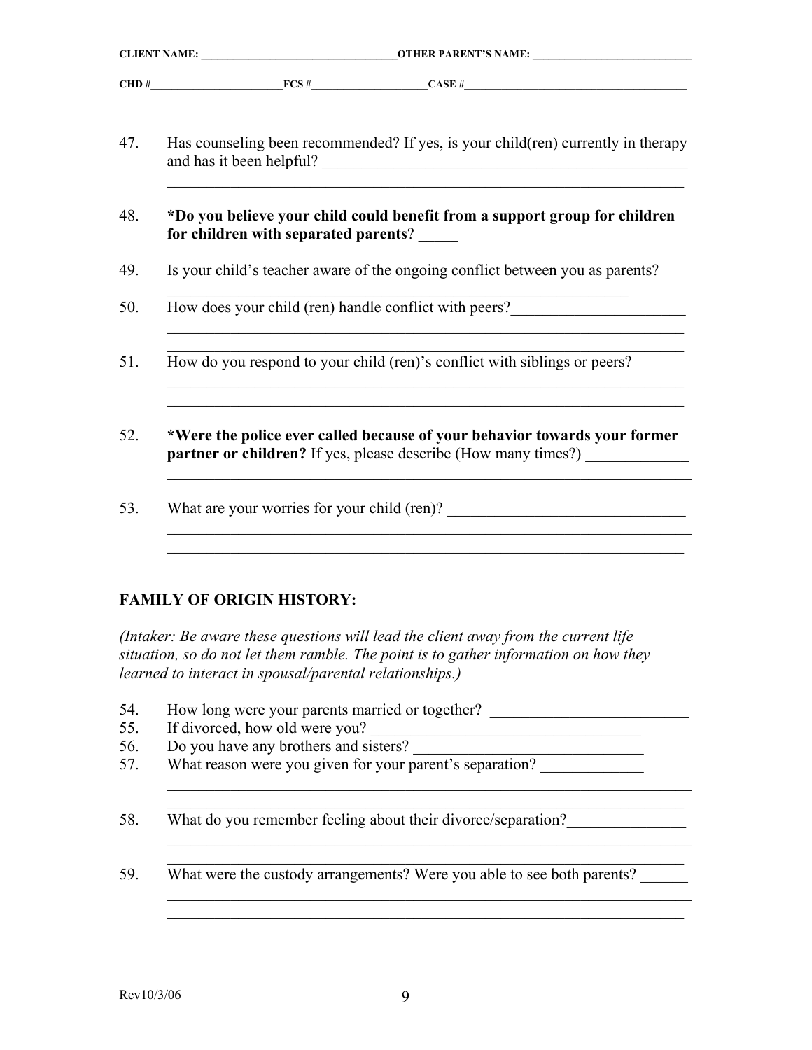CLIENT NAME: ______________________________ OTHER PARENT'S NAME: ______________________________

CHD # ______________________ FCS # ____________________ CASE # ______________________________________

47. Has counseling been recommended? If yes, is your child(ren) currently in therapy and has it been helpful? ______________________________________________
______________________________________________________________________

48. **\*Do you believe your child could benefit from a support group for children for children with separated parents**? _____

49. Is your child's teacher aware of the ongoing conflict between you as parents?
______________________________________________________________

50. How does your child (ren) handle conflict with peers? ______________________
______________________________________________________________________
______________________________________________________________________

51. How do you respond to your child (ren)'s conflict with siblings or peers?
______________________________________________________________________
______________________________________________________________________

52. **\*Were the police ever called because of your behavior towards your former partner or children?** If yes, please describe (How many times?) _____________
______________________________________________________________________

53. What are your worries for your child (ren)? ______________________________
______________________________________________________________________
______________________________________________________________________

## FAMILY OF ORIGIN HISTORY:

*(Intaker: Be aware these questions will lead the client away from the current life situation, so do not let them ramble. The point is to gather information on how they learned to interact in spousal/parental relationships.)*

54. How long were your parents married or together? _________________________
55. If divorced, how old were you? _________________________________
56. Do you have any brothers and sisters? ______________________________
57. What reason were you given for your parent's separation? _____________
______________________________________________________________________
______________________________________________________________________

58. What do you remember feeling about their divorce/separation? _______________
______________________________________________________________________
______________________________________________________________________

59. What were the custody arrangements? Were you able to see both parents? ______
______________________________________________________________________
______________________________________________________________________

Rev10/3/06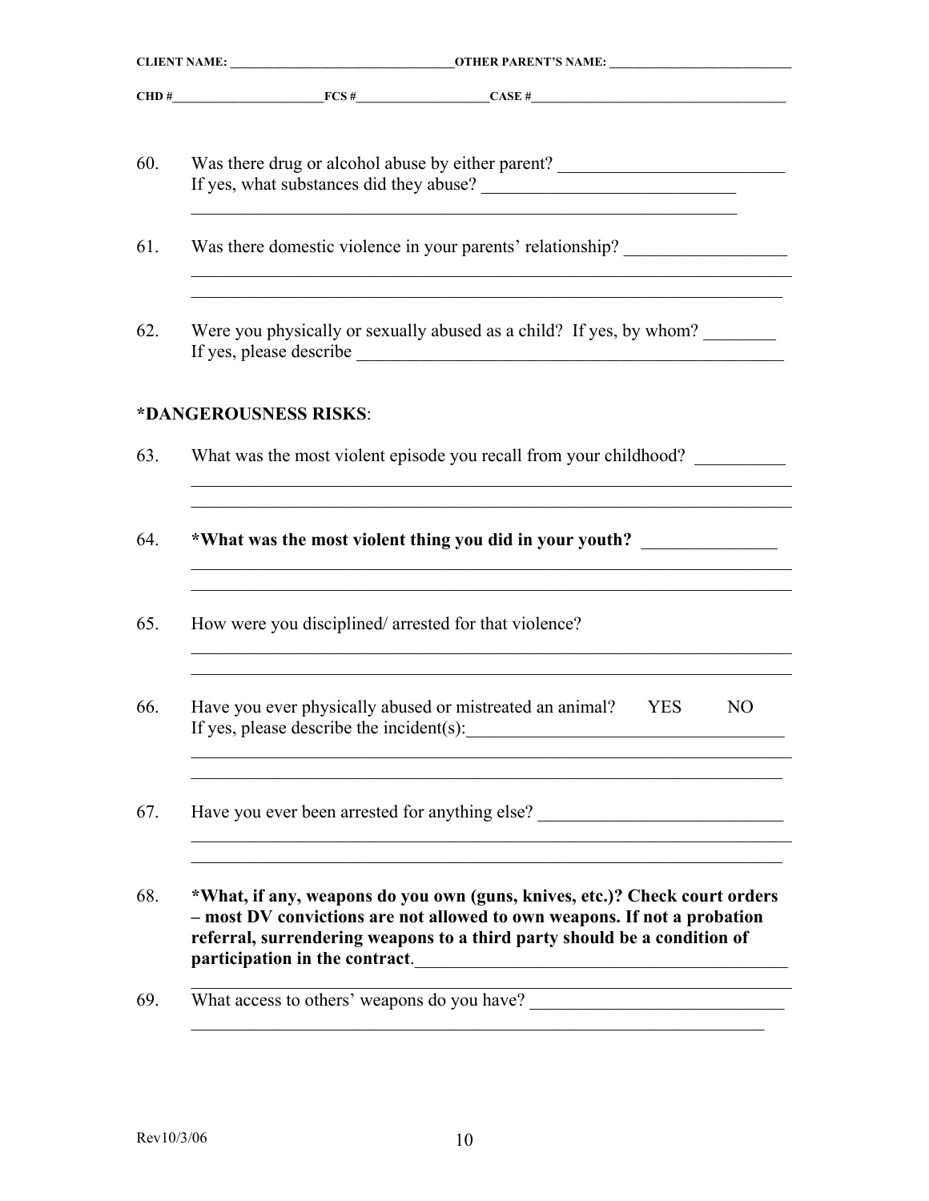CLIENT NAME: ______________________________ OTHER PARENT'S NAME: ________________________

CHD #____________________ FCS #__________________ CASE #____________________________________

60. Was there drug or alcohol abuse by either parent? _______________________
    If yes, what substances did they abuse? __________________________
    ______________________________________________________________

61. Was there domestic violence in your parents' relationship? ________________
    ______________________________________________________________
    ______________________________________________________________

62. Were you physically or sexually abused as a child? If yes, by whom? ________
    If yes, please describe ____________________________________________

**\*DANGEROUSNESS RISKS**:

63. What was the most violent episode you recall from your childhood? __________
    ______________________________________________________________
    ______________________________________________________________

64. **\*What was the most violent thing you did in your youth?** _______________
    ______________________________________________________________
    ______________________________________________________________

65. How were you disciplined/ arrested for that violence?
    ______________________________________________________________
    ______________________________________________________________

66. Have you ever physically abused or mistreated an animal? YES NO
    If yes, please describe the incident(s):_________________________________
    ______________________________________________________________
    ______________________________________________________________

67. Have you ever been arrested for anything else? __________________________
    ______________________________________________________________
    ______________________________________________________________

68. **\*What, if any, weapons do you own (guns, knives, etc.)? Check court orders – most DV convictions are not allowed to own weapons. If not a probation referral, surrendering weapons to a third party should be a condition of participation in the contract**.________________________________________
    ______________________________________________________________

69. What access to others' weapons do you have? ____________________________
    ______________________________________________________________

Rev10/3/06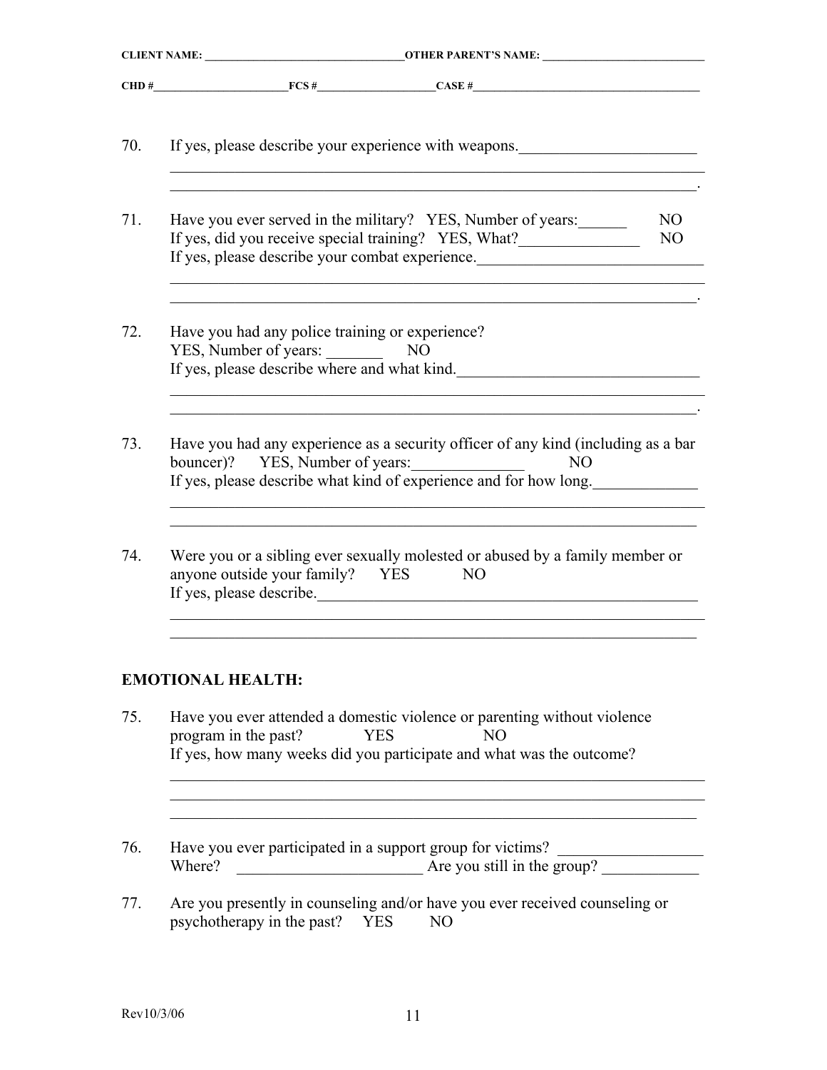**CLIENT NAME: \_\_\_\_\_\_\_\_\_\_\_\_\_\_\_\_\_\_\_\_\_\_\_\_\_\_\_\_\_\_\_\_\_\_OTHER PARENT'S NAME: \_\_\_\_\_\_\_\_\_\_\_\_\_\_\_\_\_\_\_\_\_\_\_\_\_\_\_\_**

**CHD #\_\_\_\_\_\_\_\_\_\_\_\_\_\_\_\_\_\_\_\_\_\_\_\_FCS #\_\_\_\_\_\_\_\_\_\_\_\_\_\_\_\_\_\_\_\_\_CASE #\_\_\_\_\_\_\_\_\_\_\_\_\_\_\_\_\_\_\_\_\_\_\_\_\_\_\_\_\_\_\_\_\_\_\_\_\_\_\_\_**

70. If yes, please describe your experience with weapons.\_\_\_\_\_\_\_\_\_\_\_\_\_\_\_\_\_\_\_\_\_\_
\_\_\_\_\_\_\_\_\_\_\_\_\_\_\_\_\_\_\_\_\_\_\_\_\_\_\_\_\_\_\_\_\_\_\_\_\_\_\_\_\_\_\_\_\_\_\_\_\_\_\_\_\_\_\_\_\_\_\_\_\_\_\_\_\_\_\_\_
\_\_\_\_\_\_\_\_\_\_\_\_\_\_\_\_\_\_\_\_\_\_\_\_\_\_\_\_\_\_\_\_\_\_\_\_\_\_\_\_\_\_\_\_\_\_\_\_\_\_\_\_\_\_\_\_\_\_\_\_\_\_\_\_\_\_\_.

71. Have you ever served in the military? YES, Number of years:\_\_\_\_\_\_ NO
If yes, did you receive special training? YES, What?\_\_\_\_\_\_\_\_\_\_\_\_\_\_\_ NO
If yes, please describe your combat experience.\_\_\_\_\_\_\_\_\_\_\_\_\_\_\_\_\_\_\_\_\_\_\_\_\_\_\_\_
\_\_\_\_\_\_\_\_\_\_\_\_\_\_\_\_\_\_\_\_\_\_\_\_\_\_\_\_\_\_\_\_\_\_\_\_\_\_\_\_\_\_\_\_\_\_\_\_\_\_\_\_\_\_\_\_\_\_\_\_\_\_\_\_\_\_\_\_
\_\_\_\_\_\_\_\_\_\_\_\_\_\_\_\_\_\_\_\_\_\_\_\_\_\_\_\_\_\_\_\_\_\_\_\_\_\_\_\_\_\_\_\_\_\_\_\_\_\_\_\_\_\_\_\_\_\_\_\_\_\_\_\_\_\_\_.

72. Have you had any police training or experience?
YES, Number of years: \_\_\_\_\_\_\_ NO
If yes, please describe where and what kind.\_\_\_\_\_\_\_\_\_\_\_\_\_\_\_\_\_\_\_\_\_\_\_\_\_\_\_\_\_\_
\_\_\_\_\_\_\_\_\_\_\_\_\_\_\_\_\_\_\_\_\_\_\_\_\_\_\_\_\_\_\_\_\_\_\_\_\_\_\_\_\_\_\_\_\_\_\_\_\_\_\_\_\_\_\_\_\_\_\_\_\_\_\_\_\_\_\_\_
\_\_\_\_\_\_\_\_\_\_\_\_\_\_\_\_\_\_\_\_\_\_\_\_\_\_\_\_\_\_\_\_\_\_\_\_\_\_\_\_\_\_\_\_\_\_\_\_\_\_\_\_\_\_\_\_\_\_\_\_\_\_\_\_\_\_\_.

73. Have you had any experience as a security officer of any kind (including as a bar bouncer)? YES, Number of years:\_\_\_\_\_\_\_\_\_\_\_\_\_\_ NO
If yes, please describe what kind of experience and for how long.\_\_\_\_\_\_\_\_\_\_\_\_\_
\_\_\_\_\_\_\_\_\_\_\_\_\_\_\_\_\_\_\_\_\_\_\_\_\_\_\_\_\_\_\_\_\_\_\_\_\_\_\_\_\_\_\_\_\_\_\_\_\_\_\_\_\_\_\_\_\_\_\_\_\_\_\_\_\_\_\_\_
\_\_\_\_\_\_\_\_\_\_\_\_\_\_\_\_\_\_\_\_\_\_\_\_\_\_\_\_\_\_\_\_\_\_\_\_\_\_\_\_\_\_\_\_\_\_\_\_\_\_\_\_\_\_\_\_\_\_\_\_\_\_\_\_\_\_\_

74. Were you or a sibling ever sexually molested or abused by a family member or anyone outside your family? YES NO
If yes, please describe.\_\_\_\_\_\_\_\_\_\_\_\_\_\_\_\_\_\_\_\_\_\_\_\_\_\_\_\_\_\_\_\_\_\_\_\_\_\_\_\_\_\_\_\_\_\_\_\_\_
\_\_\_\_\_\_\_\_\_\_\_\_\_\_\_\_\_\_\_\_\_\_\_\_\_\_\_\_\_\_\_\_\_\_\_\_\_\_\_\_\_\_\_\_\_\_\_\_\_\_\_\_\_\_\_\_\_\_\_\_\_\_\_\_\_\_\_\_
\_\_\_\_\_\_\_\_\_\_\_\_\_\_\_\_\_\_\_\_\_\_\_\_\_\_\_\_\_\_\_\_\_\_\_\_\_\_\_\_\_\_\_\_\_\_\_\_\_\_\_\_\_\_\_\_\_\_\_\_\_\_\_\_\_\_\_

## EMOTIONAL HEALTH:

75. Have you ever attended a domestic violence or parenting without violence program in the past? YES NO
If yes, how many weeks did you participate and what was the outcome?
\_\_\_\_\_\_\_\_\_\_\_\_\_\_\_\_\_\_\_\_\_\_\_\_\_\_\_\_\_\_\_\_\_\_\_\_\_\_\_\_\_\_\_\_\_\_\_\_\_\_\_\_\_\_\_\_\_\_\_\_\_\_\_\_\_\_\_\_
\_\_\_\_\_\_\_\_\_\_\_\_\_\_\_\_\_\_\_\_\_\_\_\_\_\_\_\_\_\_\_\_\_\_\_\_\_\_\_\_\_\_\_\_\_\_\_\_\_\_\_\_\_\_\_\_\_\_\_\_\_\_\_\_\_\_\_\_
\_\_\_\_\_\_\_\_\_\_\_\_\_\_\_\_\_\_\_\_\_\_\_\_\_\_\_\_\_\_\_\_\_\_\_\_\_\_\_\_\_\_\_\_\_\_\_\_\_\_\_\_\_\_\_\_\_\_\_\_\_\_\_\_\_\_\_

76. Have you ever participated in a support group for victims? \_\_\_\_\_\_\_\_\_\_\_\_\_\_\_\_\_\_
Where? \_\_\_\_\_\_\_\_\_\_\_\_\_\_\_\_\_\_\_\_\_\_\_\_ Are you still in the group? \_\_\_\_\_\_\_\_\_\_\_\_\_

77. Are you presently in counseling and/or have you ever received counseling or psychotherapy in the past? YES NO

Rev10/3/06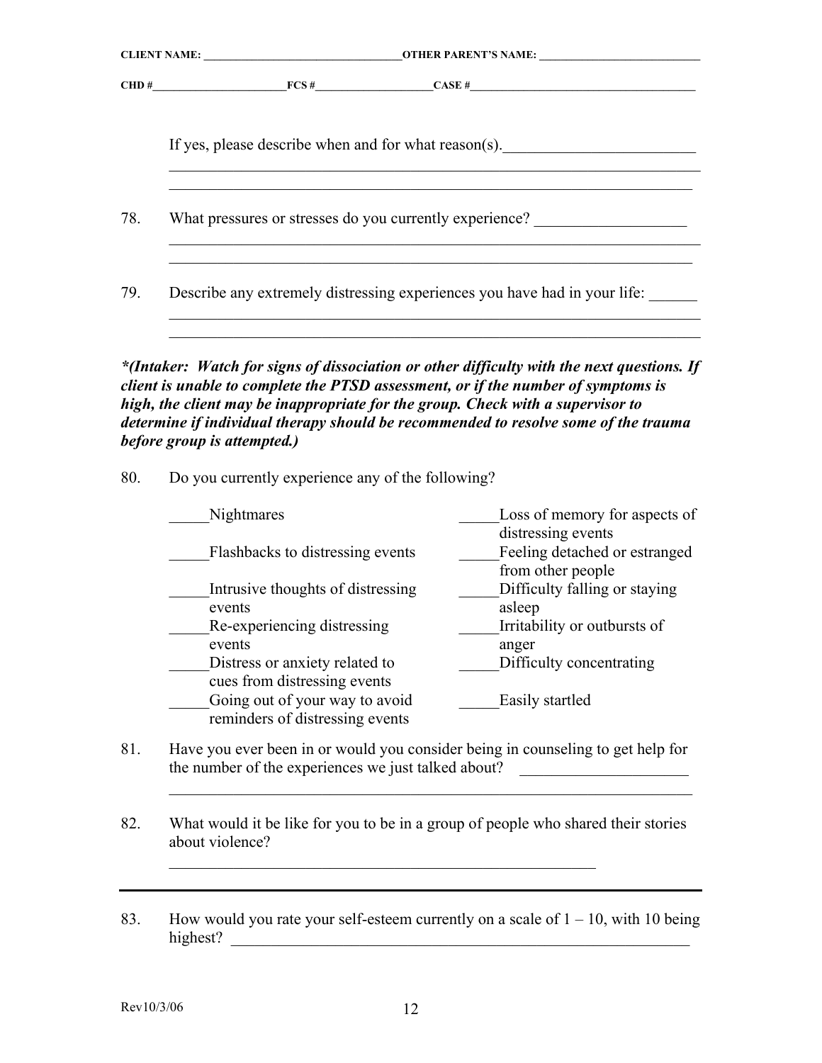**CLIENT NAME:** ______________________________ **OTHER PARENT'S NAME:** ______________________________

**CHD #**____________________ **FCS #**____________________ **CASE #**____________________________________

If yes, please describe when and for what reason(s).________________________

_____________________________________________________________________

_____________________________________________________________________

78. What pressures or stresses do you currently experience? ___________________

_____________________________________________________________________

_____________________________________________________________________

79. Describe any extremely distressing experiences you have had in your life: ______

_____________________________________________________________________

_____________________________________________________________________

***(Intaker: Watch for signs of dissociation or other difficulty with the next questions. If client is unable to complete the PTSD assessment, or if the number of symptoms is high, the client may be inappropriate for the group. Check with a supervisor to determine if individual therapy should be recommended to resolve some of the trauma before group is attempted.)***

80. Do you currently experience any of the following?

_____Nightmares

_____Flashbacks to distressing events

_____Intrusive thoughts of distressing events

_____Re-experiencing distressing events

_____Distress or anxiety related to cues from distressing events

_____Going out of your way to avoid reminders of distressing events

_____Loss of memory for aspects of distressing events

_____Feeling detached or estranged from other people

_____Difficulty falling or staying asleep

_____Irritability or outbursts of anger

_____Difficulty concentrating

_____Easily startled

81. Have you ever been in or would you consider being in counseling to get help for the number of the experiences we just talked about? _____________________

_____________________________________________________________________

82. What would it be like for you to be in a group of people who shared their stories about violence?

_________________________________________________________

---

83. How would you rate your self-esteem currently on a scale of 1 – 10, with 10 being highest? ___________________________________________________________

Rev10/3/06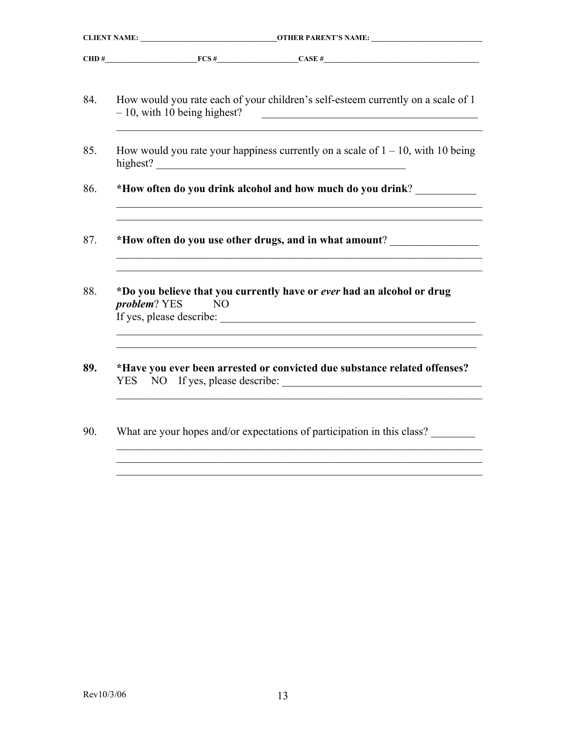CLIENT NAME: ________________________________OTHER PARENT'S NAME: ___________________________

CHD #______________________FCS #___________________CASE #_____________________________________

84. How would you rate each of your children's self-esteem currently on a scale of 1 – 10, with 10 being highest? ________________________________________
_____________________________________________________________________

85. How would you rate your happiness currently on a scale of 1 – 10, with 10 being highest? _____________________________________________

86. ***How often do you drink alcohol and how much do you drink**? ___________
_____________________________________________________________________
_____________________________________________________________________

87. ***How often do you use other drugs, and in what amount**? ________________
_____________________________________________________________________
_____________________________________________________________________

88. ***Do you believe that you currently have or *ever* had an alcohol or drug *problem***? YES NO
If yes, please describe: _______________________________________________
_____________________________________________________________________
_____________________________________________________________________

**89. *Have you ever been arrested or convicted due substance related offenses?**
YES NO If yes, please describe: ____________________________________
_____________________________________________________________________

90. What are your hopes and/or expectations of participation in this class? ________
_____________________________________________________________________
_____________________________________________________________________
_____________________________________________________________________

Rev10/3/06